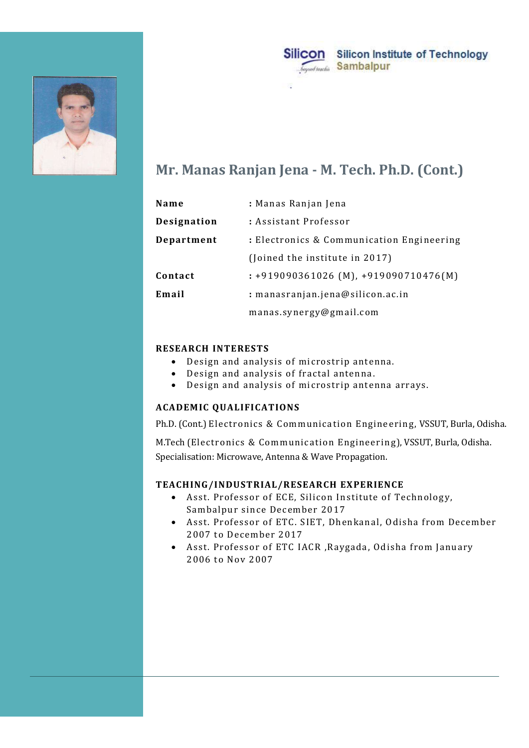Silicon Institute of Technology
Sambalpur

# Mr. Manas Ranjan Jena - M. Tech. Ph.D. (Cont.)

| | |
|---|---|
| **Name** | : Manas Ranjan Jena |
| **Designation** | : Assistant Professor |
| **Department** | : Electronics & Communication Engineering (Joined the institute in 2017) |
| **Contact** | : +919090361026 (M), +919090710476(M) |
| **Email** | : manasranjan.jena@silicon.ac.in manas.synergy@gmail.com |

## RESEARCH INTERESTS

- Design and analysis of microstrip antenna.
- Design and analysis of fractal antenna.
- Design and analysis of microstrip antenna arrays.

## ACADEMIC QUALIFICATIONS

Ph.D. (Cont.) Electronics & Communication Engineering, VSSUT, Burla, Odisha.

M.Tech (Electronics & Communication Engineering), VSSUT, Burla, Odisha.
Specialisation: Microwave, Antenna & Wave Propagation.

## TEACHING/INDUSTRIAL/RESEARCH EXPERIENCE

- Asst. Professor of ECE, Silicon Institute of Technology, Sambalpur since December 2017
- Asst. Professor of ETC. SIET, Dhenkanal, Odisha from December 2007 to December 2017
- Asst. Professor of ETC IACR ,Raygada, Odisha from January 2006 to Nov 2007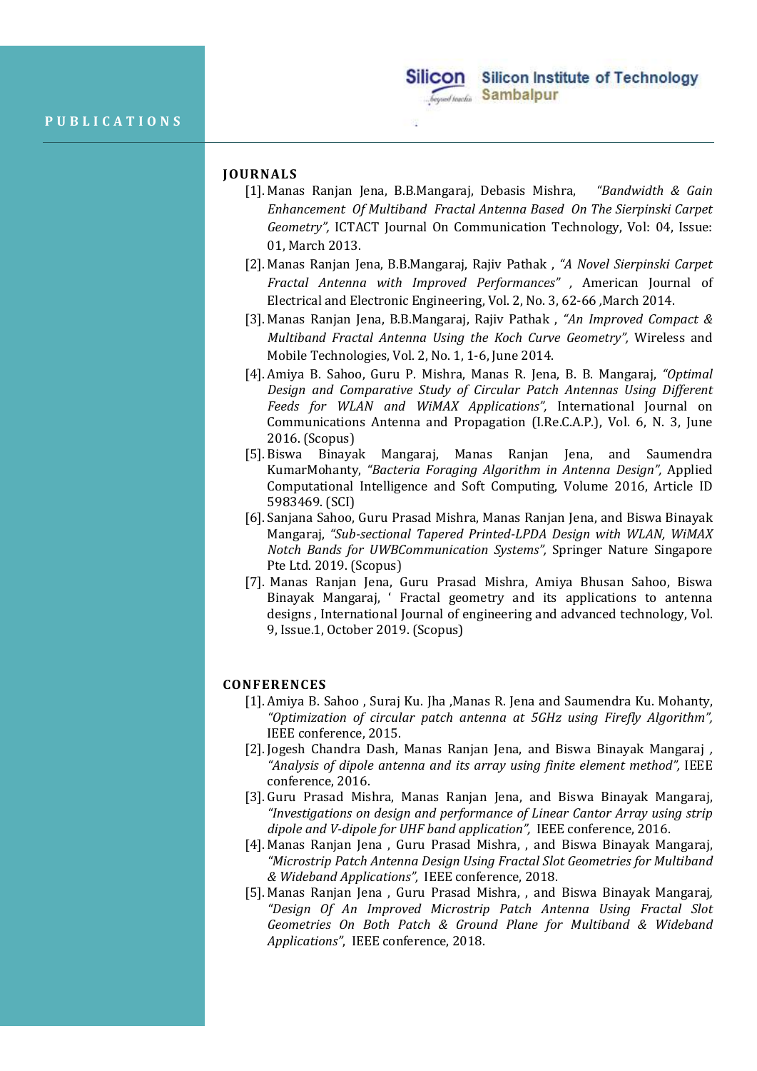# PUBLICATIONS

## JOURNALS

[1]. Manas Ranjan Jena, B.B.Mangaraj, Debasis Mishra, *"Bandwidth & Gain Enhancement Of Multiband Fractal Antenna Based On The Sierpinski Carpet Geometry",* ICTACT Journal On Communication Technology, Vol: 04, Issue: 01, March 2013.

[2]. Manas Ranjan Jena, B.B.Mangaraj, Rajiv Pathak , *"A Novel Sierpinski Carpet Fractal Antenna with Improved Performances"* , American Journal of Electrical and Electronic Engineering, Vol. 2, No. 3, 62-66 ,March 2014.

[3]. Manas Ranjan Jena, B.B.Mangaraj, Rajiv Pathak , *"An Improved Compact & Multiband Fractal Antenna Using the Koch Curve Geometry",* Wireless and Mobile Technologies, Vol. 2, No. 1, 1-6, June 2014.

[4]. Amiya B. Sahoo, Guru P. Mishra, Manas R. Jena, B. B. Mangaraj, *"Optimal Design and Comparative Study of Circular Patch Antennas Using Different Feeds for WLAN and WiMAX Applications",* International Journal on Communications Antenna and Propagation (I.Re.C.A.P.), Vol. 6, N. 3, June 2016. (Scopus)

[5]. Biswa Binayak Mangaraj, Manas Ranjan Jena, and Saumendra KumarMohanty, *"Bacteria Foraging Algorithm in Antenna Design",* Applied Computational Intelligence and Soft Computing, Volume 2016, Article ID 5983469. (SCI)

[6]. Sanjana Sahoo, Guru Prasad Mishra, Manas Ranjan Jena, and Biswa Binayak Mangaraj, *"Sub-sectional Tapered Printed-LPDA Design with WLAN, WiMAX Notch Bands for UWBCommunication Systems",* Springer Nature Singapore Pte Ltd. 2019. (Scopus)

[7]. Manas Ranjan Jena, Guru Prasad Mishra, Amiya Bhusan Sahoo, Biswa Binayak Mangaraj, ' Fractal geometry and its applications to antenna designs , International Journal of engineering and advanced technology, Vol. 9, Issue.1, October 2019. (Scopus)

## CONFERENCES

[1]. Amiya B. Sahoo , Suraj Ku. Jha ,Manas R. Jena and Saumendra Ku. Mohanty, *"Optimization of circular patch antenna at 5GHz using Firefly Algorithm",* IEEE conference, 2015.

[2]. Jogesh Chandra Dash, Manas Ranjan Jena, and Biswa Binayak Mangaraj , *"Analysis of dipole antenna and its array using finite element method",* IEEE conference, 2016.

[3]. Guru Prasad Mishra, Manas Ranjan Jena, and Biswa Binayak Mangaraj, *"Investigations on design and performance of Linear Cantor Array using strip dipole and V-dipole for UHF band application",* IEEE conference, 2016.

[4]. Manas Ranjan Jena , Guru Prasad Mishra, , and Biswa Binayak Mangaraj, *"Microstrip Patch Antenna Design Using Fractal Slot Geometries for Multiband & Wideband Applications",* IEEE conference, 2018.

[5]. Manas Ranjan Jena , Guru Prasad Mishra, , and Biswa Binayak Mangaraj, *"Design Of An Improved Microstrip Patch Antenna Using Fractal Slot Geometries On Both Patch & Ground Plane for Multiband & Wideband Applications",* IEEE conference, 2018.